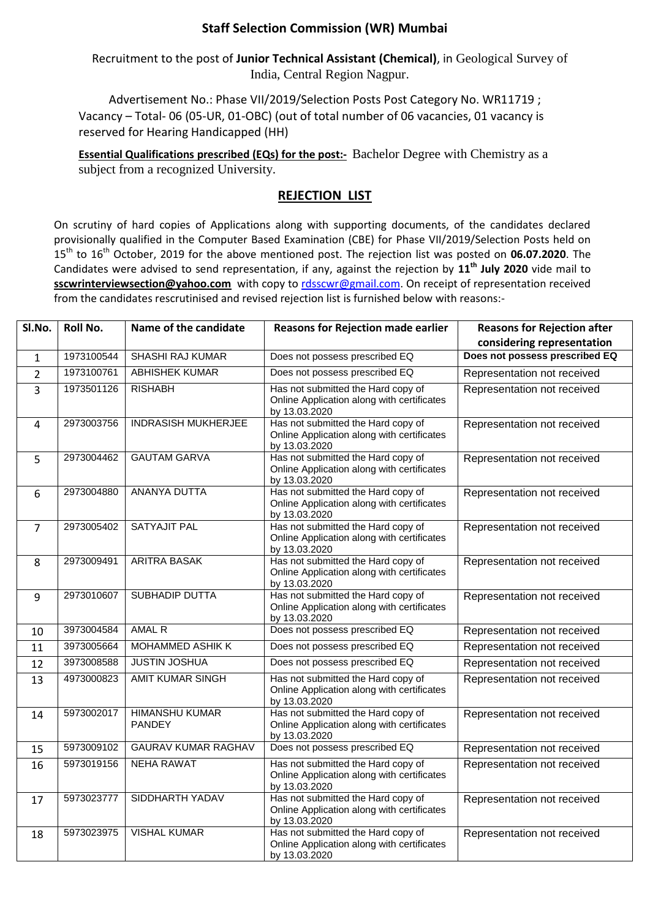## Staff Selection Commission (WR) Mumbai

Recruitment to the post of **Junior Technical Assistant (Chemical)**, in Geological Survey of India, Central Region Nagpur.

Advertisement No.: Phase VII/2019/Selection Posts Post Category No. WR11719 ; Vacancy – Total- 06 (05-UR, 01-OBC) (out of total number of 06 vacancies, 01 vacancy is reserved for Hearing Handicapped (HH)

**Essential Qualifications prescribed (EQs) for the post:-** Bachelor Degree with Chemistry as a subject from a recognized University.

## REJECTION LIST

On scrutiny of hard copies of Applications along with supporting documents, of the candidates declared provisionally qualified in the Computer Based Examination (CBE) for Phase VII/2019/Selection Posts held on 15th to 16th October, 2019 for the above mentioned post. The rejection list was posted on **06.07.2020**. The Candidates were advised to send representation, if any, against the rejection by **11th July 2020** vide mail to **sscwrinterviewsection@yahoo.com** with copy to rdsscwr@gmail.com. On receipt of representation received from the candidates rescrutinised and revised rejection list is furnished below with reasons:-

| Sl.No. | Roll No. | Name of the candidate | Reasons for Rejection made earlier | Reasons for Rejection after considering representation |
|---|---|---|---|---|
| 1 | 1973100544 | SHASHI RAJ KUMAR | Does not possess prescribed EQ | **Does not possess prescribed EQ** |
| 2 | 1973100761 | ABHISHEK KUMAR | Does not possess prescribed EQ | Representation not received |
| 3 | 1973501126 | RISHABH | Has not submitted the Hard copy of Online Application along with certificates by 13.03.2020 | Representation not received |
| 4 | 2973003756 | INDRASISH MUKHERJEE | Has not submitted the Hard copy of Online Application along with certificates by 13.03.2020 | Representation not received |
| 5 | 2973004462 | GAUTAM GARVA | Has not submitted the Hard copy of Online Application along with certificates by 13.03.2020 | Representation not received |
| 6 | 2973004880 | ANANYA DUTTA | Has not submitted the Hard copy of Online Application along with certificates by 13.03.2020 | Representation not received |
| 7 | 2973005402 | SATYAJIT PAL | Has not submitted the Hard copy of Online Application along with certificates by 13.03.2020 | Representation not received |
| 8 | 2973009491 | ARITRA BASAK | Has not submitted the Hard copy of Online Application along with certificates by 13.03.2020 | Representation not received |
| 9 | 2973010607 | SUBHADIP DUTTA | Has not submitted the Hard copy of Online Application along with certificates by 13.03.2020 | Representation not received |
| 10 | 3973004584 | AMAL R | Does not possess prescribed EQ | Representation not received |
| 11 | 3973005664 | MOHAMMED ASHIK K | Does not possess prescribed EQ | Representation not received |
| 12 | 3973008588 | JUSTIN JOSHUA | Does not possess prescribed EQ | Representation not received |
| 13 | 4973000823 | AMIT KUMAR SINGH | Has not submitted the Hard copy of Online Application along with certificates by 13.03.2020 | Representation not received |
| 14 | 5973002017 | HIMANSHU KUMAR PANDEY | Has not submitted the Hard copy of Online Application along with certificates by 13.03.2020 | Representation not received |
| 15 | 5973009102 | GAURAV KUMAR RAGHAV | Does not possess prescribed EQ | Representation not received |
| 16 | 5973019156 | NEHA RAWAT | Has not submitted the Hard copy of Online Application along with certificates by 13.03.2020 | Representation not received |
| 17 | 5973023777 | SIDDHARTH YADAV | Has not submitted the Hard copy of Online Application along with certificates by 13.03.2020 | Representation not received |
| 18 | 5973023975 | VISHAL KUMAR | Has not submitted the Hard copy of Online Application along with certificates by 13.03.2020 | Representation not received |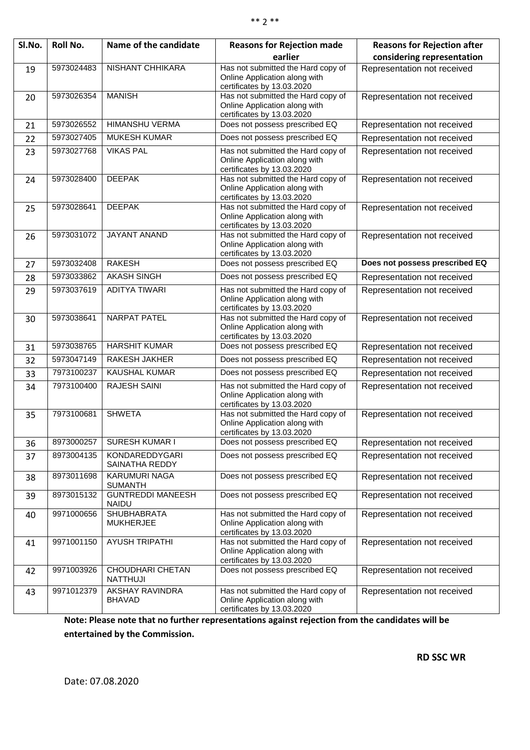| Sl.No. | Roll No. | Name of the candidate | Reasons for Rejection made earlier | Reasons for Rejection after considering representation |
|---|---|---|---|---|
| 19 | 5973024483 | NISHANT CHHIKARA | Has not submitted the Hard copy of Online Application along with certificates by 13.03.2020 | Representation not received |
| 20 | 5973026354 | MANISH | Has not submitted the Hard copy of Online Application along with certificates by 13.03.2020 | Representation not received |
| 21 | 5973026552 | HIMANSHU VERMA | Does not possess prescribed EQ | Representation not received |
| 22 | 5973027405 | MUKESH KUMAR | Does not possess prescribed EQ | Representation not received |
| 23 | 5973027768 | VIKAS PAL | Has not submitted the Hard copy of Online Application along with certificates by 13.03.2020 | Representation not received |
| 24 | 5973028400 | DEEPAK | Has not submitted the Hard copy of Online Application along with certificates by 13.03.2020 | Representation not received |
| 25 | 5973028641 | DEEPAK | Has not submitted the Hard copy of Online Application along with certificates by 13.03.2020 | Representation not received |
| 26 | 5973031072 | JAYANT ANAND | Has not submitted the Hard copy of Online Application along with certificates by 13.03.2020 | Representation not received |
| 27 | 5973032408 | RAKESH | Does not possess prescribed EQ | **Does not possess prescribed EQ** |
| 28 | 5973033862 | AKASH SINGH | Does not possess prescribed EQ | Representation not received |
| 29 | 5973037619 | ADITYA TIWARI | Has not submitted the Hard copy of Online Application along with certificates by 13.03.2020 | Representation not received |
| 30 | 5973038641 | NARPAT PATEL | Has not submitted the Hard copy of Online Application along with certificates by 13.03.2020 | Representation not received |
| 31 | 5973038765 | HARSHIT KUMAR | Does not possess prescribed EQ | Representation not received |
| 32 | 5973047149 | RAKESH JAKHER | Does not possess prescribed EQ | Representation not received |
| 33 | 7973100237 | KAUSHAL KUMAR | Does not possess prescribed EQ | Representation not received |
| 34 | 7973100400 | RAJESH SAINI | Has not submitted the Hard copy of Online Application along with certificates by 13.03.2020 | Representation not received |
| 35 | 7973100681 | SHWETA | Has not submitted the Hard copy of Online Application along with certificates by 13.03.2020 | Representation not received |
| 36 | 8973000257 | SURESH KUMAR I | Does not possess prescribed EQ | Representation not received |
| 37 | 8973004135 | KONDAREDDYGARI SAINATHA REDDY | Does not possess prescribed EQ | Representation not received |
| 38 | 8973011698 | KARUMURI NAGA SUMANTH | Does not possess prescribed EQ | Representation not received |
| 39 | 8973015132 | GUNTREDDI MANEESH NAIDU | Does not possess prescribed EQ | Representation not received |
| 40 | 9971000656 | SHUBHABRATA MUKHERJEE | Has not submitted the Hard copy of Online Application along with certificates by 13.03.2020 | Representation not received |
| 41 | 9971001150 | AYUSH TRIPATHI | Has not submitted the Hard copy of Online Application along with certificates by 13.03.2020 | Representation not received |
| 42 | 9971003926 | CHOUDHARI CHETAN NATTHUJI | Does not possess prescribed EQ | Representation not received |
| 43 | 9971012379 | AKSHAY RAVINDRA BHAVAD | Has not submitted the Hard copy of Online Application along with certificates by 13.03.2020 | Representation not received |

**Note: Please note that no further representations against rejection from the candidates will be entertained by the Commission.**

**RD SSC WR**

Date: 07.08.2020